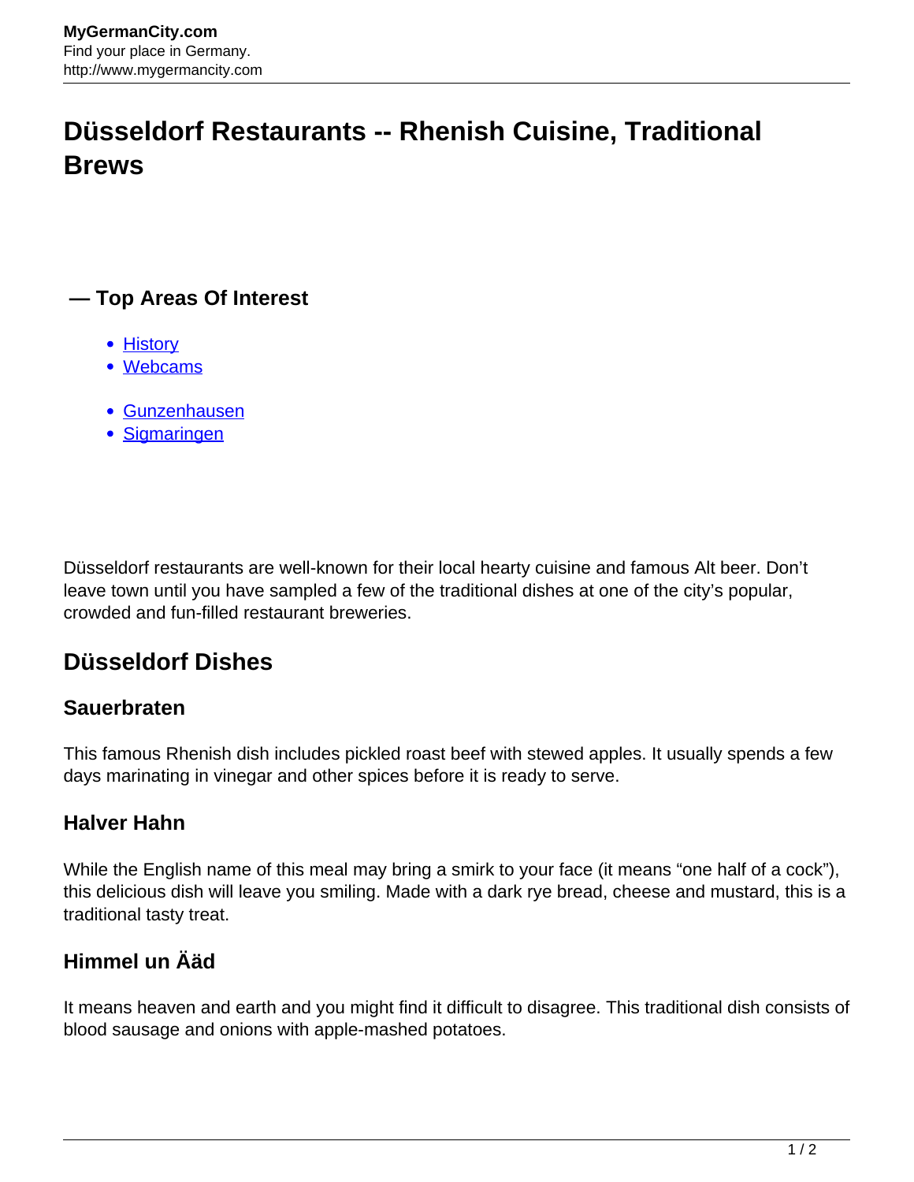# Düsseldorf Restaurants -- Rhenish Cuisine, Traditional Brews

## — Top Areas Of Interest

- History
- Webcams

- Gunzenhausen
- Sigmaringen

Düsseldorf restaurants are well-known for their local hearty cuisine and famous Alt beer. Don't leave town until you have sampled a few of the traditional dishes at one of the city's popular, crowded and fun-filled restaurant breweries.

## Düsseldorf Dishes

### Sauerbraten

This famous Rhenish dish includes pickled roast beef with stewed apples. It usually spends a few days marinating in vinegar and other spices before it is ready to serve.

### Halver Hahn

While the English name of this meal may bring a smirk to your face (it means "one half of a cock"), this delicious dish will leave you smiling. Made with a dark rye bread, cheese and mustard, this is a traditional tasty treat.

### Himmel un Ääd

It means heaven and earth and you might find it difficult to disagree. This traditional dish consists of blood sausage and onions with apple-mashed potatoes.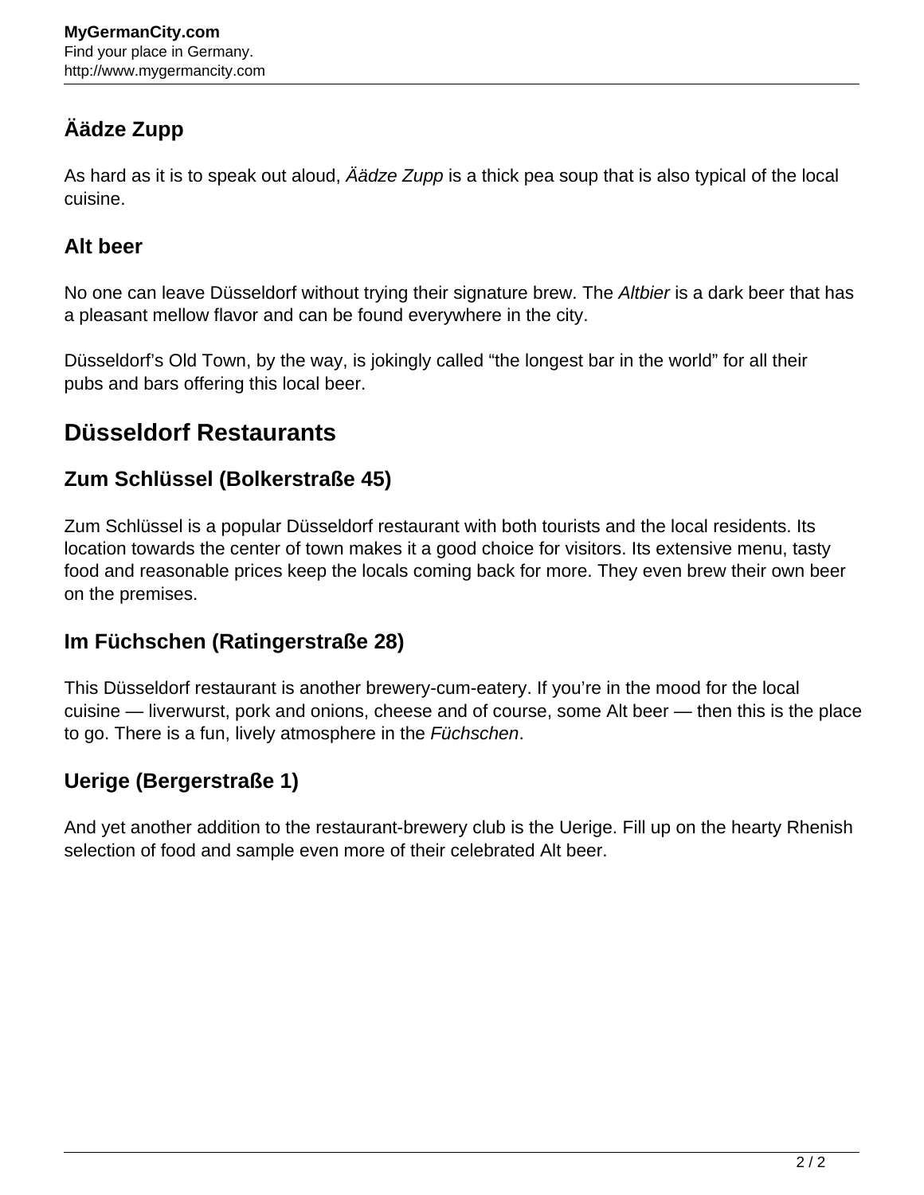### Äädze Zupp

As hard as it is to speak out aloud, *Äädze Zupp* is a thick pea soup that is also typical of the local cuisine.

### Alt beer

No one can leave Düsseldorf without trying their signature brew. The *Altbier* is a dark beer that has a pleasant mellow flavor and can be found everywhere in the city.

Düsseldorf's Old Town, by the way, is jokingly called "the longest bar in the world" for all their pubs and bars offering this local beer.

## Düsseldorf Restaurants

### Zum Schlüssel (Bolkerstraße 45)

Zum Schlüssel is a popular Düsseldorf restaurant with both tourists and the local residents. Its location towards the center of town makes it a good choice for visitors. Its extensive menu, tasty food and reasonable prices keep the locals coming back for more. They even brew their own beer on the premises.

### Im Füchschen (Ratingerstraße 28)

This Düsseldorf restaurant is another brewery-cum-eatery. If you're in the mood for the local cuisine — liverwurst, pork and onions, cheese and of course, some Alt beer — then this is the place to go. There is a fun, lively atmosphere in the *Füchschen*.

### Uerige (Bergerstraße 1)

And yet another addition to the restaurant-brewery club is the Uerige. Fill up on the hearty Rhenish selection of food and sample even more of their celebrated Alt beer.